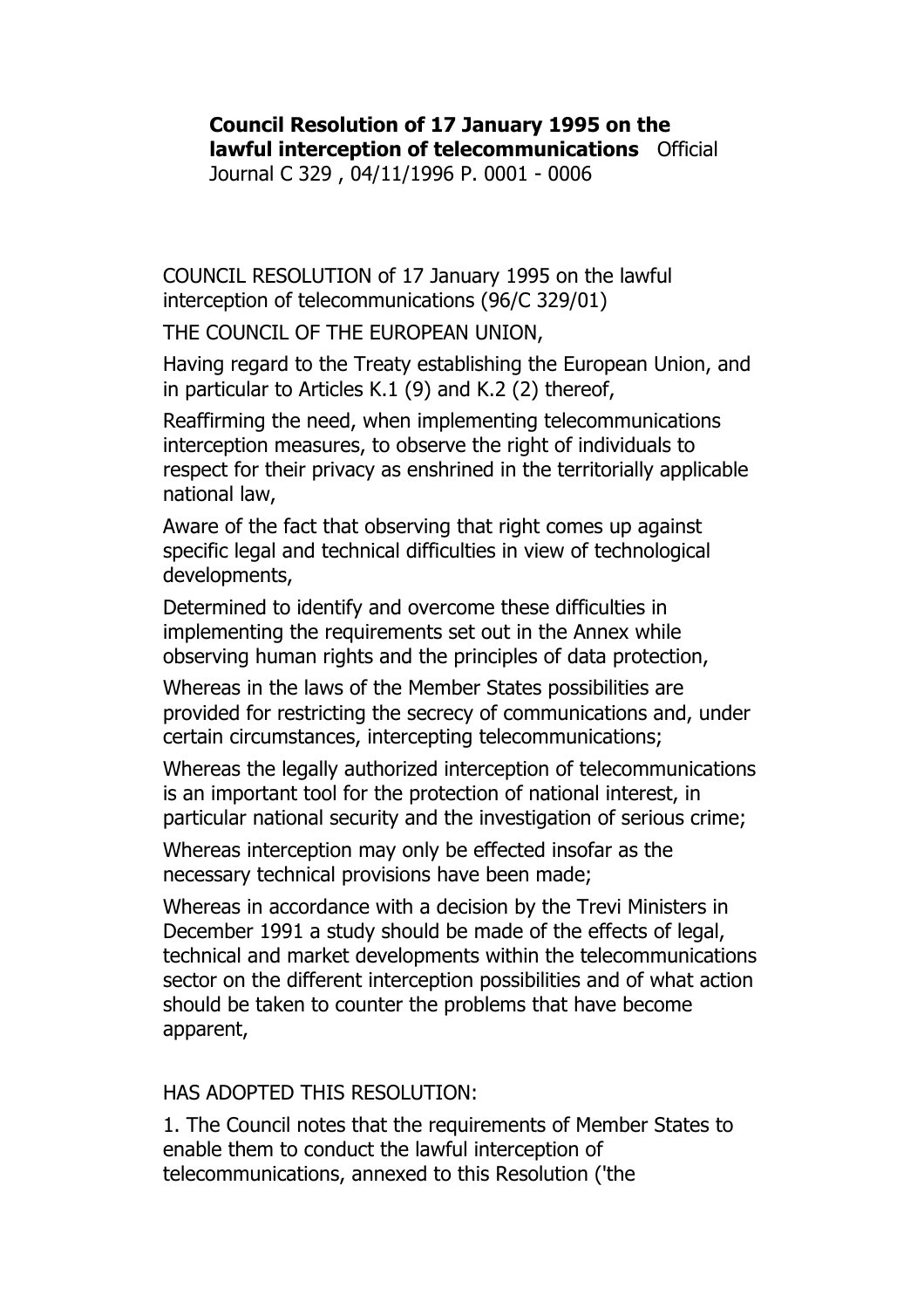**Council Resolution of 17 January 1995 on the lawful interception of telecommunications** Official Journal C 329 , 04/11/1996 P. 0001 - 0006

COUNCIL RESOLUTION of 17 January 1995 on the lawful interception of telecommunications (96/C 329/01)

THE COUNCIL OF THE EUROPEAN UNION,

Having regard to the Treaty establishing the European Union, and in particular to Articles K.1 (9) and K.2 (2) thereof,

Reaffirming the need, when implementing telecommunications interception measures, to observe the right of individuals to respect for their privacy as enshrined in the territorially applicable national law,

Aware of the fact that observing that right comes up against specific legal and technical difficulties in view of technological developments,

Determined to identify and overcome these difficulties in implementing the requirements set out in the Annex while observing human rights and the principles of data protection,

Whereas in the laws of the Member States possibilities are provided for restricting the secrecy of communications and, under certain circumstances, intercepting telecommunications;

Whereas the legally authorized interception of telecommunications is an important tool for the protection of national interest, in particular national security and the investigation of serious crime;

Whereas interception may only be effected insofar as the necessary technical provisions have been made;

Whereas in accordance with a decision by the Trevi Ministers in December 1991 a study should be made of the effects of legal, technical and market developments within the telecommunications sector on the different interception possibilities and of what action should be taken to counter the problems that have become apparent,

HAS ADOPTED THIS RESOLUTION:

1. The Council notes that the requirements of Member States to enable them to conduct the lawful interception of telecommunications, annexed to this Resolution ('the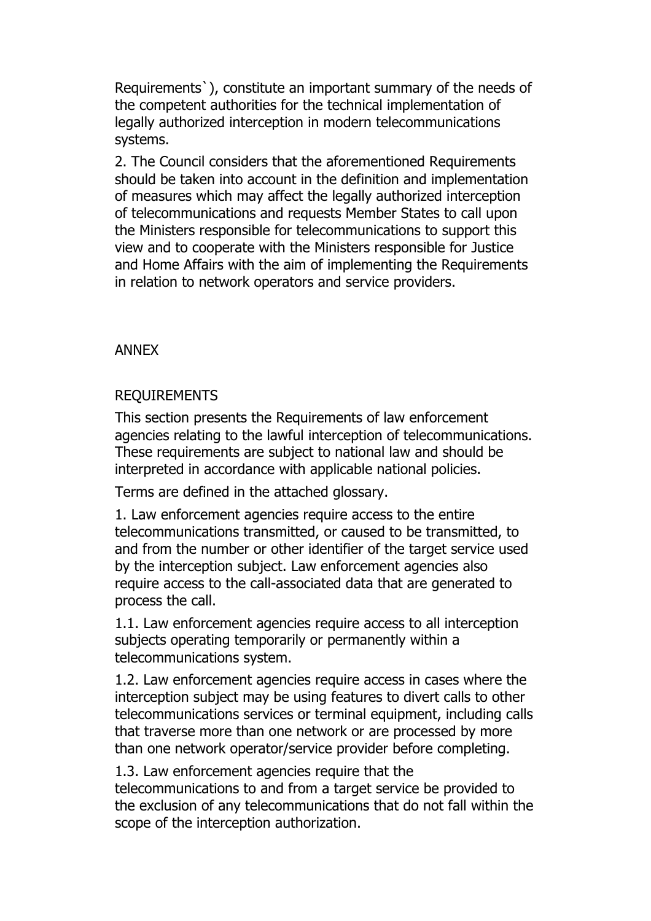Requirements`), constitute an important summary of the needs of the competent authorities for the technical implementation of legally authorized interception in modern telecommunications systems.

2. The Council considers that the aforementioned Requirements should be taken into account in the definition and implementation of measures which may affect the legally authorized interception of telecommunications and requests Member States to call upon the Ministers responsible for telecommunications to support this view and to cooperate with the Ministers responsible for Justice and Home Affairs with the aim of implementing the Requirements in relation to network operators and service providers.

## ANNEX

### REQUIREMENTS

This section presents the Requirements of law enforcement agencies relating to the lawful interception of telecommunications. These requirements are subject to national law and should be interpreted in accordance with applicable national policies.

Terms are defined in the attached glossary.

1. Law enforcement agencies require access to the entire telecommunications transmitted, or caused to be transmitted, to and from the number or other identifier of the target service used by the interception subject. Law enforcement agencies also require access to the call-associated data that are generated to process the call.

1.1. Law enforcement agencies require access to all interception subjects operating temporarily or permanently within a telecommunications system.

1.2. Law enforcement agencies require access in cases where the interception subject may be using features to divert calls to other telecommunications services or terminal equipment, including calls that traverse more than one network or are processed by more than one network operator/service provider before completing.

1.3. Law enforcement agencies require that the telecommunications to and from a target service be provided to the exclusion of any telecommunications that do not fall within the scope of the interception authorization.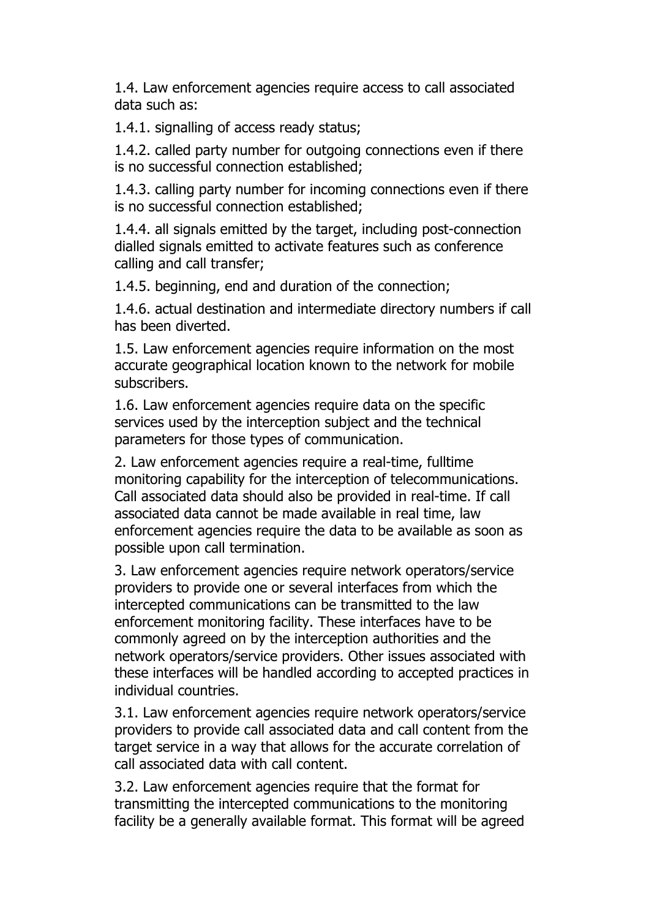1.4. Law enforcement agencies require access to call associated data such as:

1.4.1. signalling of access ready status;

1.4.2. called party number for outgoing connections even if there is no successful connection established;

1.4.3. calling party number for incoming connections even if there is no successful connection established;

1.4.4. all signals emitted by the target, including post-connection dialled signals emitted to activate features such as conference calling and call transfer;

1.4.5. beginning, end and duration of the connection;

1.4.6. actual destination and intermediate directory numbers if call has been diverted.

1.5. Law enforcement agencies require information on the most accurate geographical location known to the network for mobile subscribers.

1.6. Law enforcement agencies require data on the specific services used by the interception subject and the technical parameters for those types of communication.

2. Law enforcement agencies require a real-time, fulltime monitoring capability for the interception of telecommunications. Call associated data should also be provided in real-time. If call associated data cannot be made available in real time, law enforcement agencies require the data to be available as soon as possible upon call termination.

3. Law enforcement agencies require network operators/service providers to provide one or several interfaces from which the intercepted communications can be transmitted to the law enforcement monitoring facility. These interfaces have to be commonly agreed on by the interception authorities and the network operators/service providers. Other issues associated with these interfaces will be handled according to accepted practices in individual countries.

3.1. Law enforcement agencies require network operators/service providers to provide call associated data and call content from the target service in a way that allows for the accurate correlation of call associated data with call content.

3.2. Law enforcement agencies require that the format for transmitting the intercepted communications to the monitoring facility be a generally available format. This format will be agreed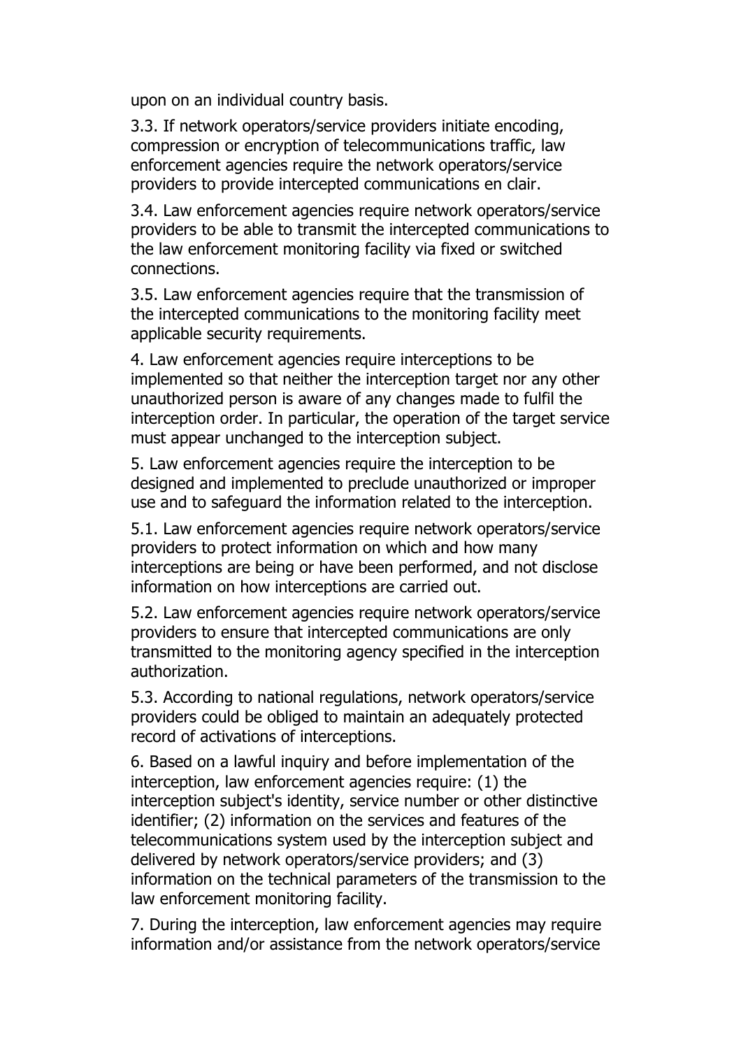upon on an individual country basis.

3.3. If network operators/service providers initiate encoding, compression or encryption of telecommunications traffic, law enforcement agencies require the network operators/service providers to provide intercepted communications en clair.

3.4. Law enforcement agencies require network operators/service providers to be able to transmit the intercepted communications to the law enforcement monitoring facility via fixed or switched connections.

3.5. Law enforcement agencies require that the transmission of the intercepted communications to the monitoring facility meet applicable security requirements.

4. Law enforcement agencies require interceptions to be implemented so that neither the interception target nor any other unauthorized person is aware of any changes made to fulfil the interception order. In particular, the operation of the target service must appear unchanged to the interception subject.

5. Law enforcement agencies require the interception to be designed and implemented to preclude unauthorized or improper use and to safeguard the information related to the interception.

5.1. Law enforcement agencies require network operators/service providers to protect information on which and how many interceptions are being or have been performed, and not disclose information on how interceptions are carried out.

5.2. Law enforcement agencies require network operators/service providers to ensure that intercepted communications are only transmitted to the monitoring agency specified in the interception authorization.

5.3. According to national regulations, network operators/service providers could be obliged to maintain an adequately protected record of activations of interceptions.

6. Based on a lawful inquiry and before implementation of the interception, law enforcement agencies require: (1) the interception subject's identity, service number or other distinctive identifier; (2) information on the services and features of the telecommunications system used by the interception subject and delivered by network operators/service providers; and (3) information on the technical parameters of the transmission to the law enforcement monitoring facility.

7. During the interception, law enforcement agencies may require information and/or assistance from the network operators/service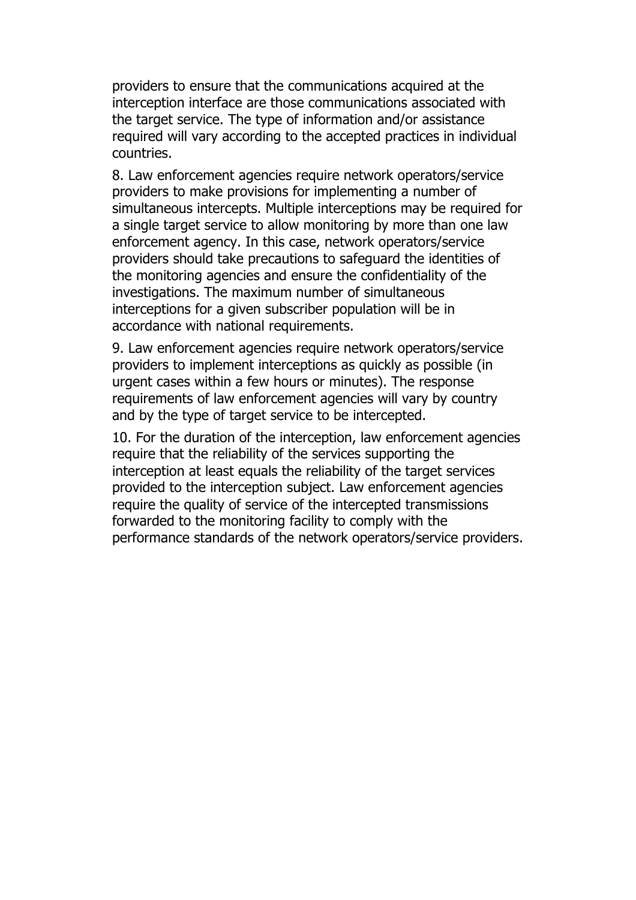providers to ensure that the communications acquired at the interception interface are those communications associated with the target service. The type of information and/or assistance required will vary according to the accepted practices in individual countries.

8. Law enforcement agencies require network operators/service providers to make provisions for implementing a number of simultaneous intercepts. Multiple interceptions may be required for a single target service to allow monitoring by more than one law enforcement agency. In this case, network operators/service providers should take precautions to safeguard the identities of the monitoring agencies and ensure the confidentiality of the investigations. The maximum number of simultaneous interceptions for a given subscriber population will be in accordance with national requirements.

9. Law enforcement agencies require network operators/service providers to implement interceptions as quickly as possible (in urgent cases within a few hours or minutes). The response requirements of law enforcement agencies will vary by country and by the type of target service to be intercepted.

10. For the duration of the interception, law enforcement agencies require that the reliability of the services supporting the interception at least equals the reliability of the target services provided to the interception subject. Law enforcement agencies require the quality of service of the intercepted transmissions forwarded to the monitoring facility to comply with the performance standards of the network operators/service providers.